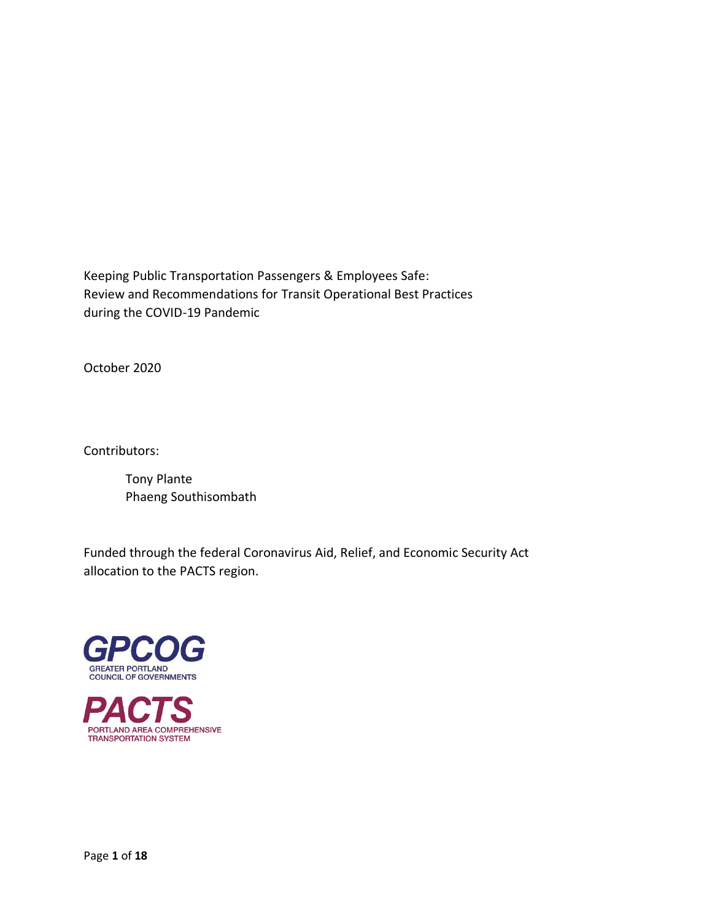Keeping Public Transportation Passengers & Employees Safe:
Review and Recommendations for Transit Operational Best Practices
during the COVID-19 Pandemic

October 2020

Contributors:

Tony Plante
Phaeng Southisombath

Funded through the federal Coronavirus Aid, Relief, and Economic Security Act allocation to the PACTS region.

GPCOG
GREATER PORTLAND
COUNCIL OF GOVERNMENTS

PACTS
PORTLAND AREA COMPREHENSIVE
TRANSPORTATION SYSTEM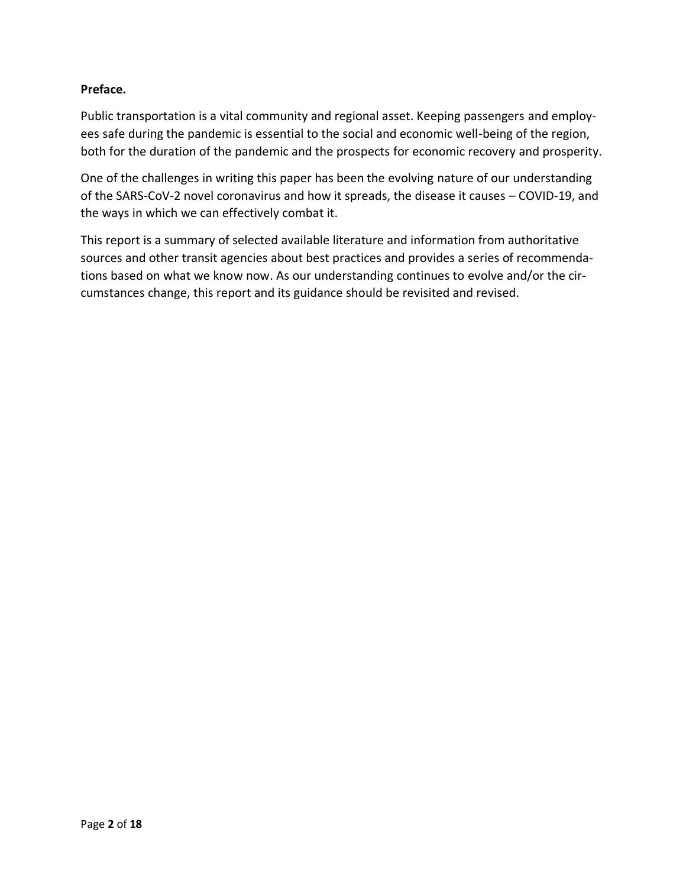**Preface.**

Public transportation is a vital community and regional asset. Keeping passengers and employees safe during the pandemic is essential to the social and economic well-being of the region, both for the duration of the pandemic and the prospects for economic recovery and prosperity.

One of the challenges in writing this paper has been the evolving nature of our understanding of the SARS-CoV-2 novel coronavirus and how it spreads, the disease it causes – COVID-19, and the ways in which we can effectively combat it.

This report is a summary of selected available literature and information from authoritative sources and other transit agencies about best practices and provides a series of recommendations based on what we know now. As our understanding continues to evolve and/or the circumstances change, this report and its guidance should be revisited and revised.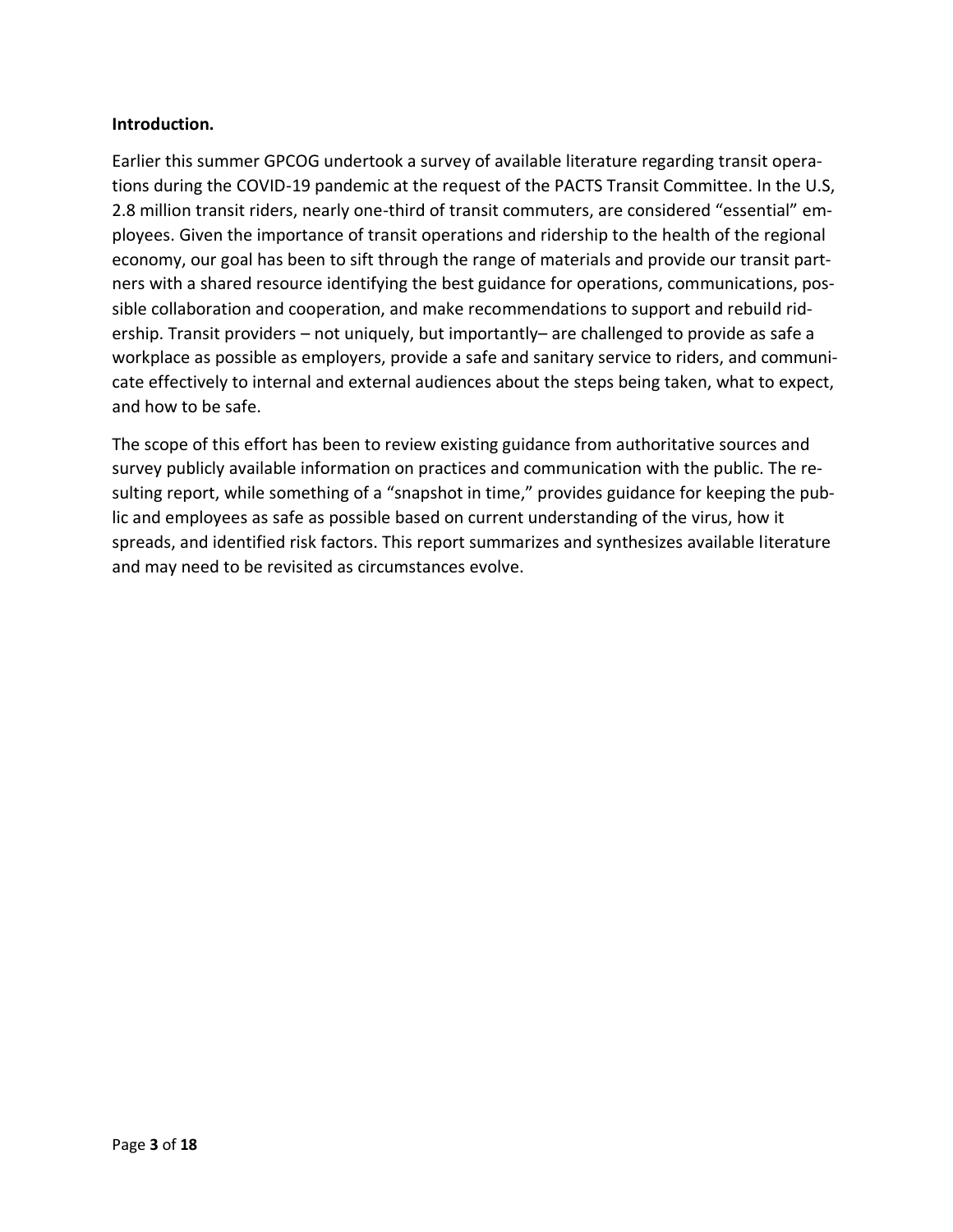**Introduction.**

Earlier this summer GPCOG undertook a survey of available literature regarding transit operations during the COVID-19 pandemic at the request of the PACTS Transit Committee. In the U.S, 2.8 million transit riders, nearly one-third of transit commuters, are considered "essential" employees. Given the importance of transit operations and ridership to the health of the regional economy, our goal has been to sift through the range of materials and provide our transit partners with a shared resource identifying the best guidance for operations, communications, possible collaboration and cooperation, and make recommendations to support and rebuild ridership. Transit providers – not uniquely, but importantly– are challenged to provide as safe a workplace as possible as employers, provide a safe and sanitary service to riders, and communicate effectively to internal and external audiences about the steps being taken, what to expect, and how to be safe.

The scope of this effort has been to review existing guidance from authoritative sources and survey publicly available information on practices and communication with the public. The resulting report, while something of a "snapshot in time," provides guidance for keeping the public and employees as safe as possible based on current understanding of the virus, how it spreads, and identified risk factors. This report summarizes and synthesizes available literature and may need to be revisited as circumstances evolve.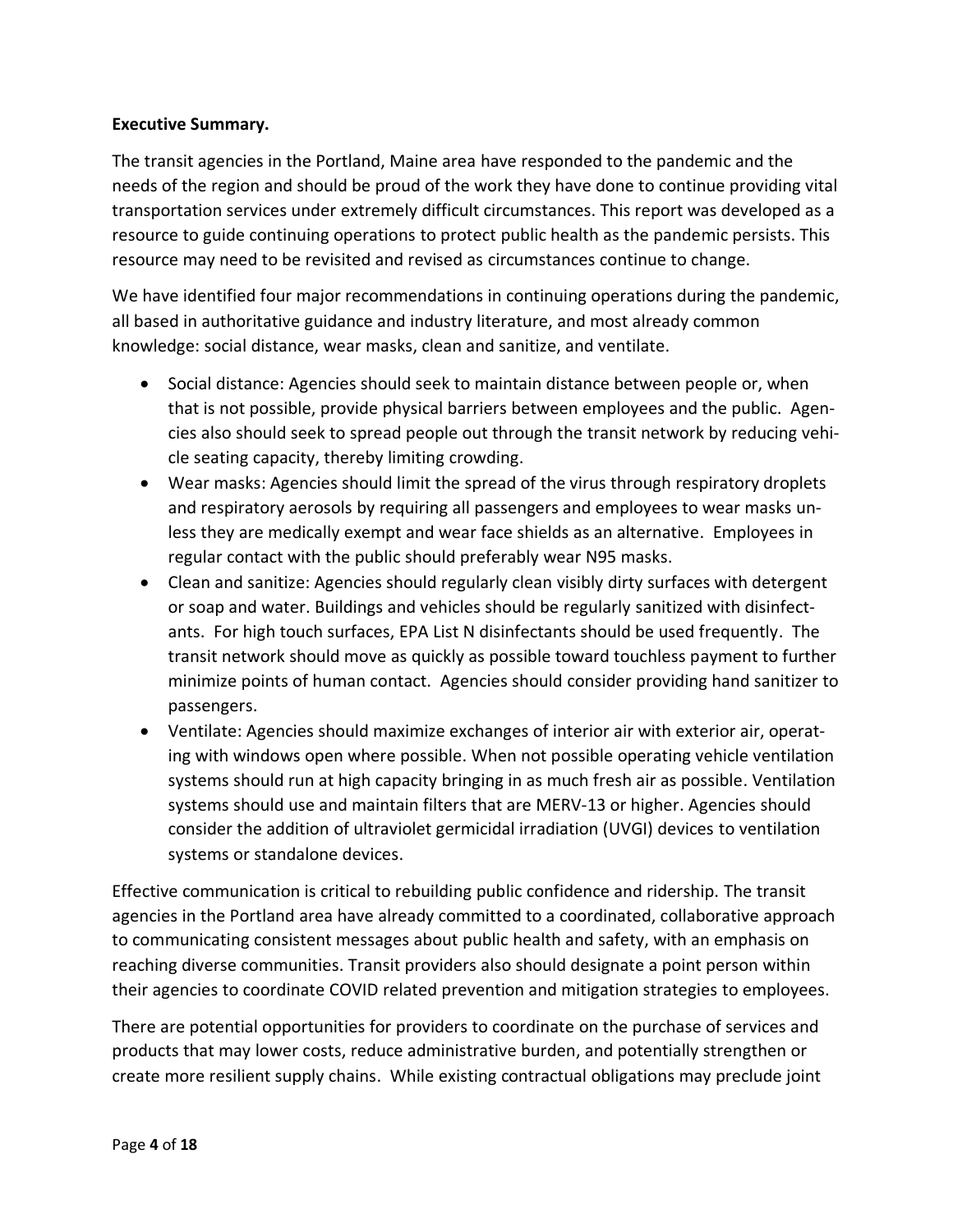**Executive Summary.**

The transit agencies in the Portland, Maine area have responded to the pandemic and the needs of the region and should be proud of the work they have done to continue providing vital transportation services under extremely difficult circumstances. This report was developed as a resource to guide continuing operations to protect public health as the pandemic persists. This resource may need to be revisited and revised as circumstances continue to change.

We have identified four major recommendations in continuing operations during the pandemic, all based in authoritative guidance and industry literature, and most already common knowledge: social distance, wear masks, clean and sanitize, and ventilate.

- Social distance: Agencies should seek to maintain distance between people or, when that is not possible, provide physical barriers between employees and the public. Agencies also should seek to spread people out through the transit network by reducing vehicle seating capacity, thereby limiting crowding.
- Wear masks: Agencies should limit the spread of the virus through respiratory droplets and respiratory aerosols by requiring all passengers and employees to wear masks unless they are medically exempt and wear face shields as an alternative. Employees in regular contact with the public should preferably wear N95 masks.
- Clean and sanitize: Agencies should regularly clean visibly dirty surfaces with detergent or soap and water. Buildings and vehicles should be regularly sanitized with disinfectants. For high touch surfaces, EPA List N disinfectants should be used frequently. The transit network should move as quickly as possible toward touchless payment to further minimize points of human contact. Agencies should consider providing hand sanitizer to passengers.
- Ventilate: Agencies should maximize exchanges of interior air with exterior air, operating with windows open where possible. When not possible operating vehicle ventilation systems should run at high capacity bringing in as much fresh air as possible. Ventilation systems should use and maintain filters that are MERV-13 or higher. Agencies should consider the addition of ultraviolet germicidal irradiation (UVGI) devices to ventilation systems or standalone devices.

Effective communication is critical to rebuilding public confidence and ridership. The transit agencies in the Portland area have already committed to a coordinated, collaborative approach to communicating consistent messages about public health and safety, with an emphasis on reaching diverse communities. Transit providers also should designate a point person within their agencies to coordinate COVID related prevention and mitigation strategies to employees.

There are potential opportunities for providers to coordinate on the purchase of services and products that may lower costs, reduce administrative burden, and potentially strengthen or create more resilient supply chains. While existing contractual obligations may preclude joint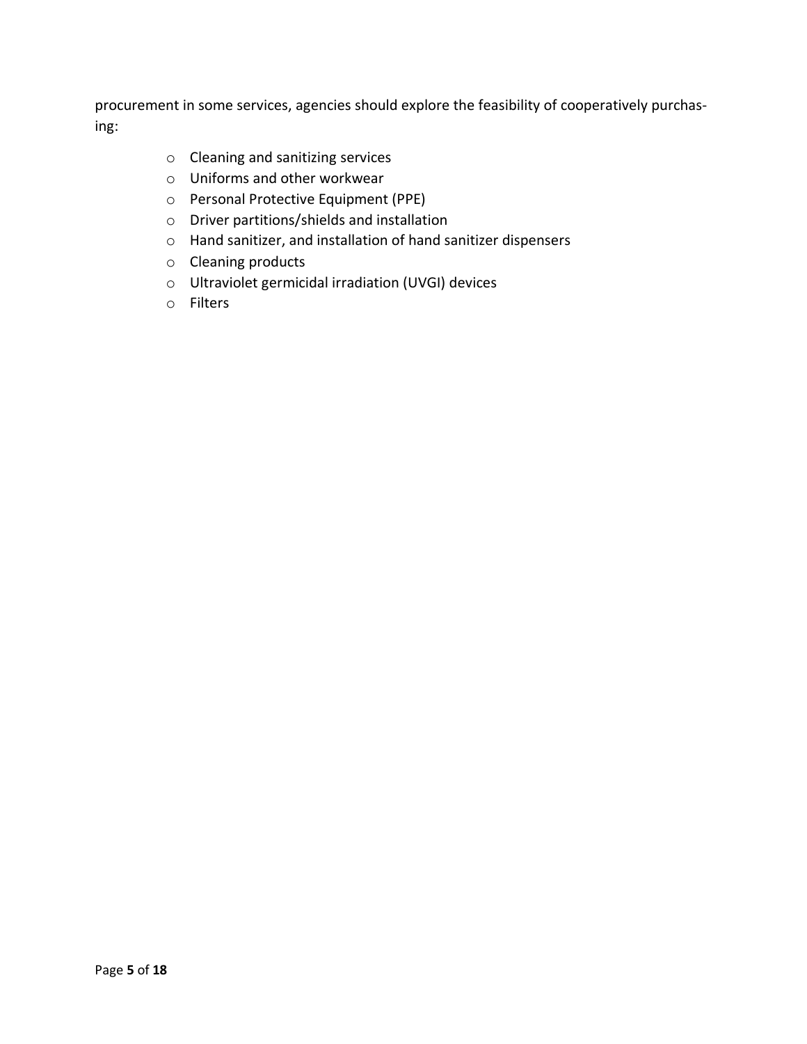procurement in some services, agencies should explore the feasibility of cooperatively purchasing:

- Cleaning and sanitizing services
- Uniforms and other workwear
- Personal Protective Equipment (PPE)
- Driver partitions/shields and installation
- Hand sanitizer, and installation of hand sanitizer dispensers
- Cleaning products
- Ultraviolet germicidal irradiation (UVGI) devices
- Filters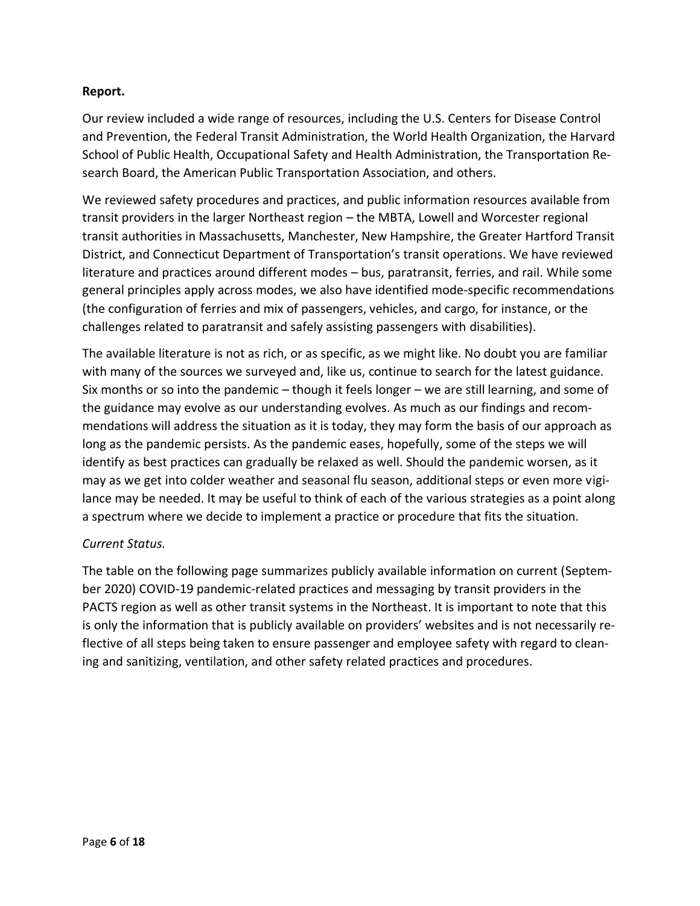**Report.**

Our review included a wide range of resources, including the U.S. Centers for Disease Control and Prevention, the Federal Transit Administration, the World Health Organization, the Harvard School of Public Health, Occupational Safety and Health Administration, the Transportation Research Board, the American Public Transportation Association, and others.

We reviewed safety procedures and practices, and public information resources available from transit providers in the larger Northeast region – the MBTA, Lowell and Worcester regional transit authorities in Massachusetts, Manchester, New Hampshire, the Greater Hartford Transit District, and Connecticut Department of Transportation's transit operations. We have reviewed literature and practices around different modes – bus, paratransit, ferries, and rail. While some general principles apply across modes, we also have identified mode-specific recommendations (the configuration of ferries and mix of passengers, vehicles, and cargo, for instance, or the challenges related to paratransit and safely assisting passengers with disabilities).

The available literature is not as rich, or as specific, as we might like. No doubt you are familiar with many of the sources we surveyed and, like us, continue to search for the latest guidance. Six months or so into the pandemic – though it feels longer – we are still learning, and some of the guidance may evolve as our understanding evolves. As much as our findings and recommendations will address the situation as it is today, they may form the basis of our approach as long as the pandemic persists. As the pandemic eases, hopefully, some of the steps we will identify as best practices can gradually be relaxed as well. Should the pandemic worsen, as it may as we get into colder weather and seasonal flu season, additional steps or even more vigilance may be needed. It may be useful to think of each of the various strategies as a point along a spectrum where we decide to implement a practice or procedure that fits the situation.

*Current Status.*

The table on the following page summarizes publicly available information on current (September 2020) COVID-19 pandemic-related practices and messaging by transit providers in the PACTS region as well as other transit systems in the Northeast. It is important to note that this is only the information that is publicly available on providers' websites and is not necessarily reflective of all steps being taken to ensure passenger and employee safety with regard to cleaning and sanitizing, ventilation, and other safety related practices and procedures.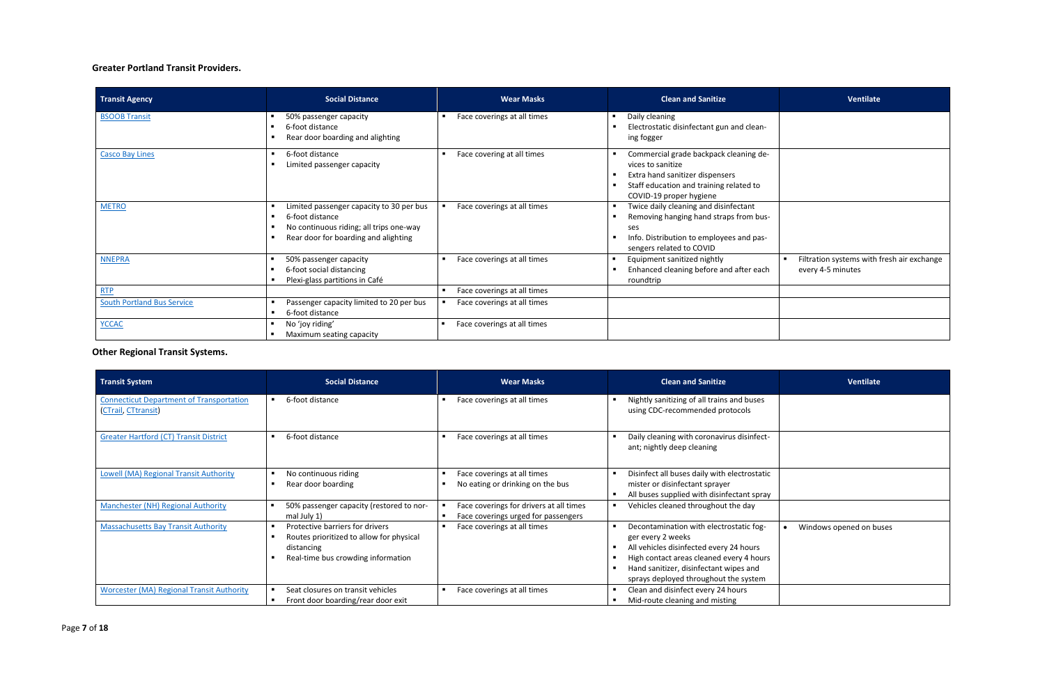**Greater Portland Transit Providers.**

| Transit Agency | Social Distance | Wear Masks | Clean and Sanitize | Ventilate |
|---|---|---|---|---|
| BSOOB Transit | ▪ 50% passenger capacity<br>▪ 6-foot distance<br>▪ Rear door boarding and alighting | ▪ Face coverings at all times | ▪ Daily cleaning<br>▪ Electrostatic disinfectant gun and cleaning fogger | |
| Casco Bay Lines | ▪ 6-foot distance<br>▪ Limited passenger capacity | ▪ Face covering at all times | ▪ Commercial grade backpack cleaning devices to sanitize<br>▪ Extra hand sanitizer dispensers<br>▪ Staff education and training related to COVID-19 proper hygiene | |
| METRO | ▪ Limited passenger capacity to 30 per bus<br>▪ 6-foot distance<br>▪ No continuous riding; all trips one-way<br>▪ Rear door for boarding and alighting | ▪ Face coverings at all times | ▪ Twice daily cleaning and disinfectant<br>▪ Removing hanging hand straps from busses<br>▪ Info. Distribution to employees and passengers related to COVID | |
| NNEPRA | ▪ 50% passenger capacity<br>▪ 6-foot social distancing<br>▪ Plexi-glass partitions in Café | ▪ Face coverings at all times | ▪ Equipment sanitized nightly<br>▪ Enhanced cleaning before and after each roundtrip | ▪ Filtration systems with fresh air exchange every 4-5 minutes |
| RTP | | ▪ Face coverings at all times | | |
| South Portland Bus Service | ▪ Passenger capacity limited to 20 per bus<br>▪ 6-foot distance | ▪ Face coverings at all times | | |
| YCCAC | ▪ No 'joy riding'<br>▪ Maximum seating capacity | ▪ Face coverings at all times | | |

**Other Regional Transit Systems.**

| Transit System | Social Distance | Wear Masks | Clean and Sanitize | Ventilate |
|---|---|---|---|---|
| Connecticut Department of Transportation (CTrail, CTtransit) | ▪ 6-foot distance | ▪ Face coverings at all times | ▪ Nightly sanitizing of all trains and buses using CDC-recommended protocols | |
| Greater Hartford (CT) Transit District | ▪ 6-foot distance | ▪ Face coverings at all times | ▪ Daily cleaning with coronavirus disinfectant; nightly deep cleaning | |
| Lowell (MA) Regional Transit Authority | ▪ No continuous riding<br>▪ Rear door boarding | ▪ Face coverings at all times<br>▪ No eating or drinking on the bus | ▪ Disinfect all buses daily with electrostatic mister or disinfectant sprayer<br>▪ All buses supplied with disinfectant spray | |
| Manchester (NH) Regional Authority | ▪ 50% passenger capacity (restored to normal July 1) | ▪ Face coverings for drivers at all times<br>▪ Face coverings urged for passengers | ▪ Vehicles cleaned throughout the day | |
| Massachusetts Bay Transit Authority | ▪ Protective barriers for drivers<br>▪ Routes prioritized to allow for physical distancing<br>▪ Real-time bus crowding information | ▪ Face coverings at all times | ▪ Decontamination with electrostatic fogger every 2 weeks<br>▪ All vehicles disinfected every 24 hours<br>▪ High contact areas cleaned every 4 hours<br>▪ Hand sanitizer, disinfectant wipes and sprays deployed throughout the system | • Windows opened on buses |
| Worcester (MA) Regional Transit Authority | ▪ Seat closures on transit vehicles<br>▪ Front door boarding/rear door exit | ▪ Face coverings at all times | ▪ Clean and disinfect every 24 hours<br>▪ Mid-route cleaning and misting | |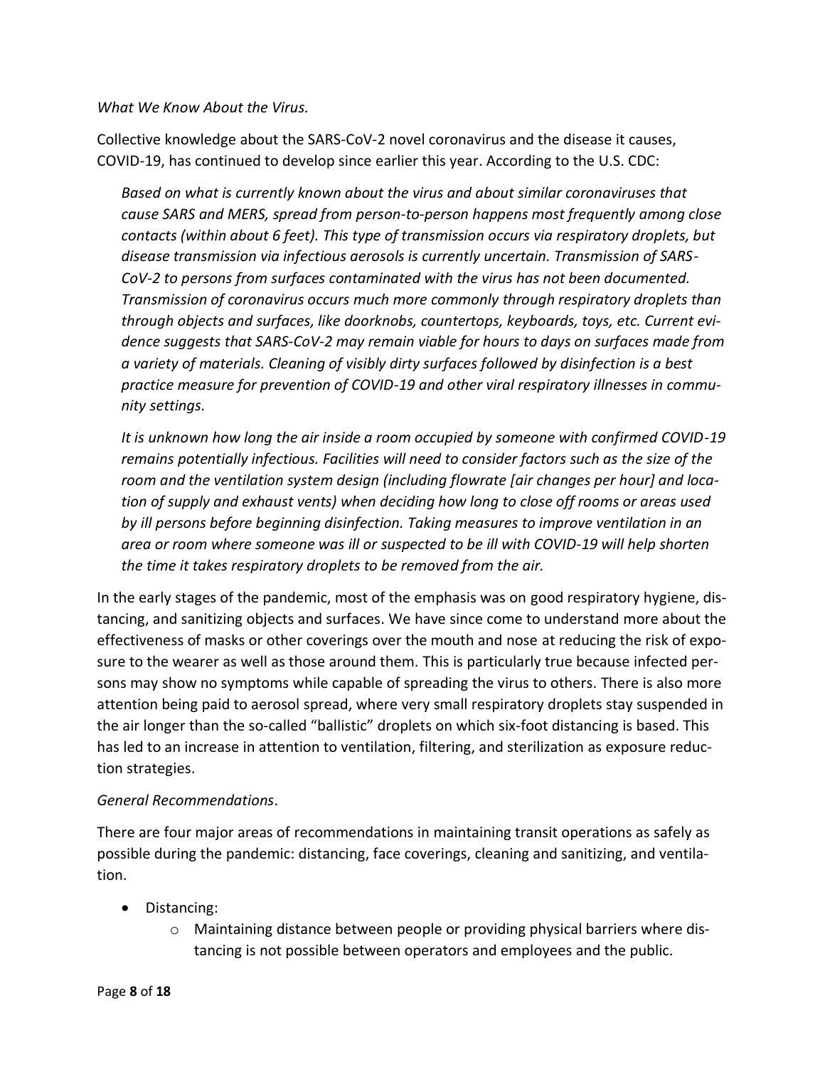*What We Know About the Virus.*

Collective knowledge about the SARS-CoV-2 novel coronavirus and the disease it causes, COVID-19, has continued to develop since earlier this year. According to the U.S. CDC:

> *Based on what is currently known about the virus and about similar coronaviruses that cause SARS and MERS, spread from person-to-person happens most frequently among close contacts (within about 6 feet). This type of transmission occurs via respiratory droplets, but disease transmission via infectious aerosols is currently uncertain. Transmission of SARS-CoV-2 to persons from surfaces contaminated with the virus has not been documented. Transmission of coronavirus occurs much more commonly through respiratory droplets than through objects and surfaces, like doorknobs, countertops, keyboards, toys, etc. Current evidence suggests that SARS-CoV-2 may remain viable for hours to days on surfaces made from a variety of materials. Cleaning of visibly dirty surfaces followed by disinfection is a best practice measure for prevention of COVID-19 and other viral respiratory illnesses in community settings.*
>
> *It is unknown how long the air inside a room occupied by someone with confirmed COVID-19 remains potentially infectious. Facilities will need to consider factors such as the size of the room and the ventilation system design (including flowrate [air changes per hour] and location of supply and exhaust vents) when deciding how long to close off rooms or areas used by ill persons before beginning disinfection. Taking measures to improve ventilation in an area or room where someone was ill or suspected to be ill with COVID-19 will help shorten the time it takes respiratory droplets to be removed from the air.*

In the early stages of the pandemic, most of the emphasis was on good respiratory hygiene, distancing, and sanitizing objects and surfaces. We have since come to understand more about the effectiveness of masks or other coverings over the mouth and nose at reducing the risk of exposure to the wearer as well as those around them. This is particularly true because infected persons may show no symptoms while capable of spreading the virus to others. There is also more attention being paid to aerosol spread, where very small respiratory droplets stay suspended in the air longer than the so-called "ballistic" droplets on which six-foot distancing is based. This has led to an increase in attention to ventilation, filtering, and sterilization as exposure reduction strategies.

*General Recommendations*.

There are four major areas of recommendations in maintaining transit operations as safely as possible during the pandemic: distancing, face coverings, cleaning and sanitizing, and ventilation.

- Distancing:
  - Maintaining distance between people or providing physical barriers where distancing is not possible between operators and employees and the public.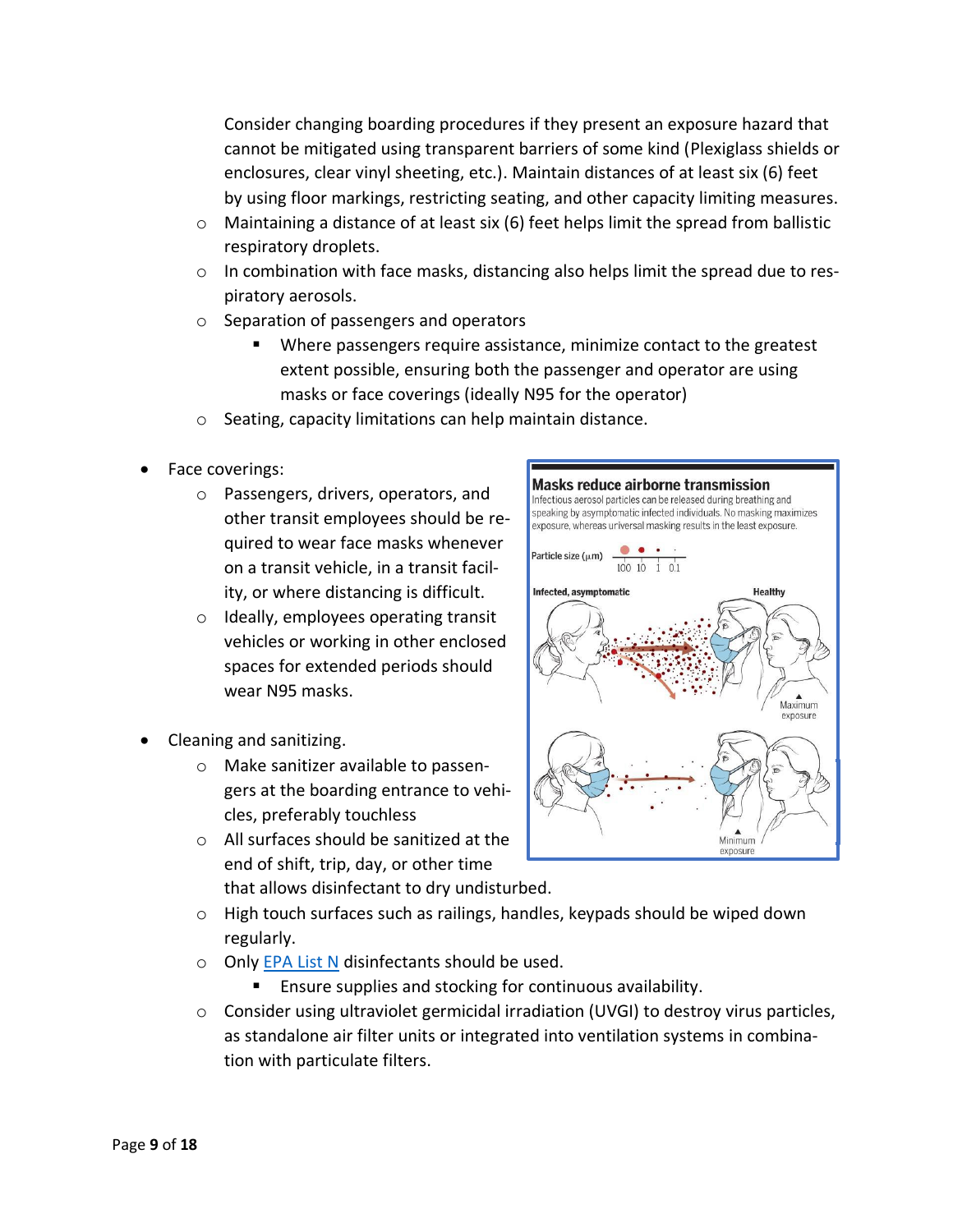Consider changing boarding procedures if they present an exposure hazard that cannot be mitigated using transparent barriers of some kind (Plexiglass shields or enclosures, clear vinyl sheeting, etc.). Maintain distances of at least six (6) feet by using floor markings, restricting seating, and other capacity limiting measures.

- Maintaining a distance of at least six (6) feet helps limit the spread from ballistic respiratory droplets.
- In combination with face masks, distancing also helps limit the spread due to respiratory aerosols.
- Separation of passengers and operators
  - Where passengers require assistance, minimize contact to the greatest extent possible, ensuring both the passenger and operator are using masks or face coverings (ideally N95 for the operator)
- Seating, capacity limitations can help maintain distance.

- Face coverings:
  - Passengers, drivers, operators, and other transit employees should be required to wear face masks whenever on a transit vehicle, in a transit facility, or where distancing is difficult.
  - Ideally, employees operating transit vehicles or working in other enclosed spaces for extended periods should wear N95 masks.

- Cleaning and sanitizing.
  - Make sanitizer available to passengers at the boarding entrance to vehicles, preferably touchless
  - All surfaces should be sanitized at the end of shift, trip, day, or other time that allows disinfectant to dry undisturbed.
  - High touch surfaces such as railings, handles, keypads should be wiped down regularly.
  - Only [EPA List N] disinfectants should be used.
    - Ensure supplies and stocking for continuous availability.
  - Consider using ultraviolet germicidal irradiation (UVGI) to destroy virus particles, as standalone air filter units or integrated into ventilation systems in combination with particulate filters.

**Masks reduce airborne transmission**

Infectious aerosol particles can be released during breathing and speaking by asymptomatic infected individuals. No masking maximizes exposure, whereas universal masking results in the least exposure.

Particle size (μm) 100 10 1 0.1

Infected, asymptomatic — Healthy — Maximum exposure — Minimum exposure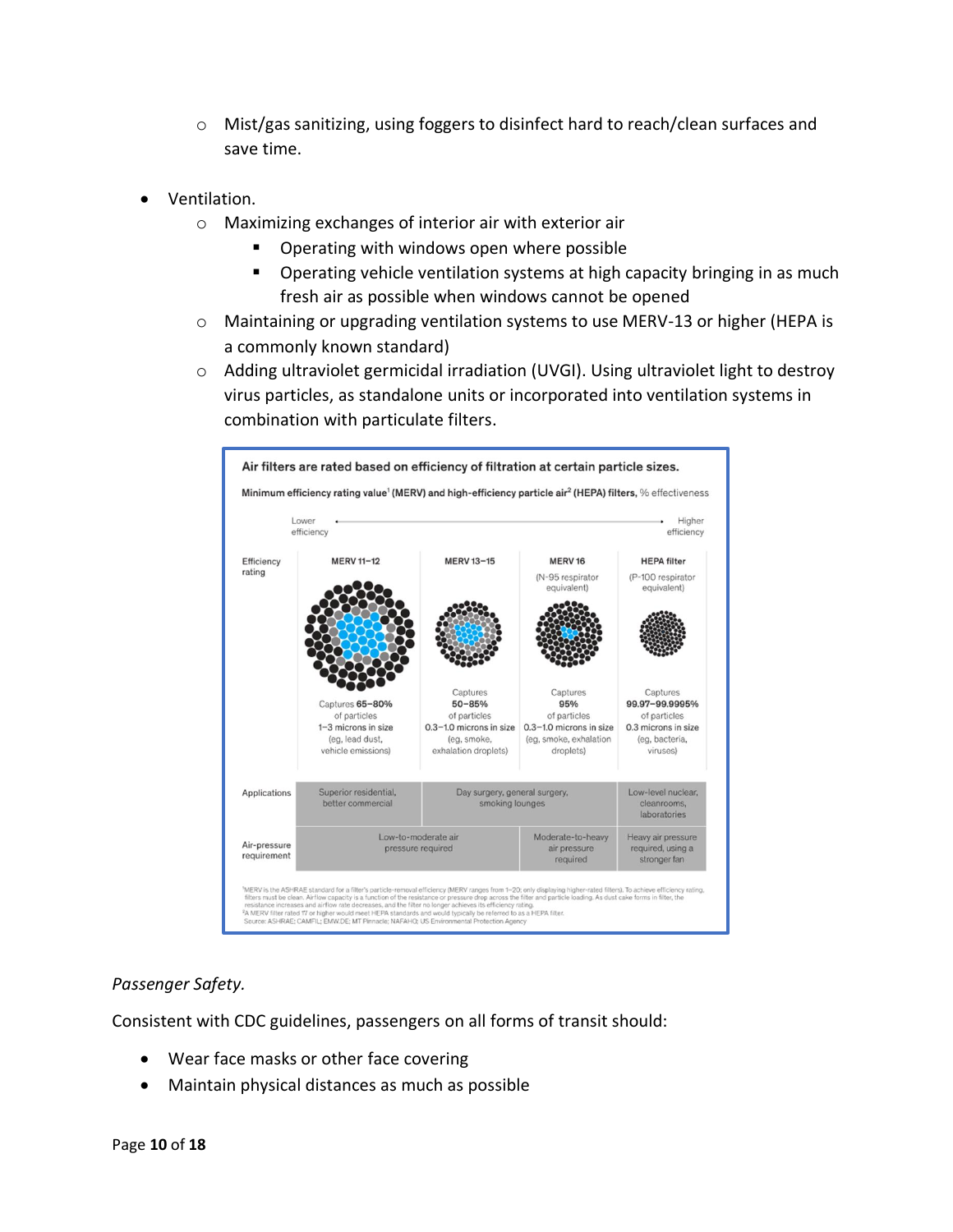- Mist/gas sanitizing, using foggers to disinfect hard to reach/clean surfaces and save time.

- Ventilation.
  - Maximizing exchanges of interior air with exterior air
    - Operating with windows open where possible
    - Operating vehicle ventilation systems at high capacity bringing in as much fresh air as possible when windows cannot be opened
  - Maintaining or upgrading ventilation systems to use MERV-13 or higher (HEPA is a commonly known standard)
  - Adding ultraviolet germicidal irradiation (UVGI). Using ultraviolet light to destroy virus particles, as standalone units or incorporated into ventilation systems in combination with particulate filters.

**Air filters are rated based on efficiency of filtration at certain particle sizes.**

**Minimum efficiency rating value[1] (MERV) and high-efficiency particle air[2] (HEPA) filters,** % effectiveness

Lower efficiency → Higher efficiency

| Efficiency rating | MERV 11–12 | MERV 13–15 | MERV 16 (N-95 respirator equivalent) | HEPA filter (P-100 respirator equivalent) |
|---|---|---|---|---|
| | Captures **65–80%** of particles 1–3 microns in size (eg, lead dust, vehicle emissions) | Captures **50–85%** of particles 0.3–1.0 microns in size (eg, smoke, exhalation droplets) | Captures **95%** of particles 0.3–1.0 microns in size (eg, smoke, exhalation droplets) | Captures **99.97–99.9995%** of particles 0.3 microns in size (eg, bacteria, viruses) |
| Applications | Superior residential, better commercial | Day surgery, general surgery, smoking lounges | | Low-level nuclear, cleanrooms, laboratories |
| Air-pressure requirement | Low-to-moderate air pressure required | | Moderate-to-heavy air pressure required | Heavy air pressure required, using a stronger fan |

[1]MERV is the ASHRAE standard for a filter's particle-removal efficiency (MERV ranges from 1–20; only displaying higher-rated filters). To achieve efficiency rating, filters must be clean. Airflow capacity is a function of the resistance or pressure drop across the filter and particle loading. As dust cake forms in filter, the resistance increases and airflow rate decreases, and the filter no longer achieves its efficiency rating.
[2]A MERV filter rated 17 or higher would meet HEPA standards and would typically be referred to as a HEPA filter.
Source: ASHRAE; CAMFIL; EMW.DE; MT Pinnacle; NAFAHQ; US Environmental Protection Agency

*Passenger Safety.*

Consistent with CDC guidelines, passengers on all forms of transit should:

- Wear face masks or other face covering
- Maintain physical distances as much as possible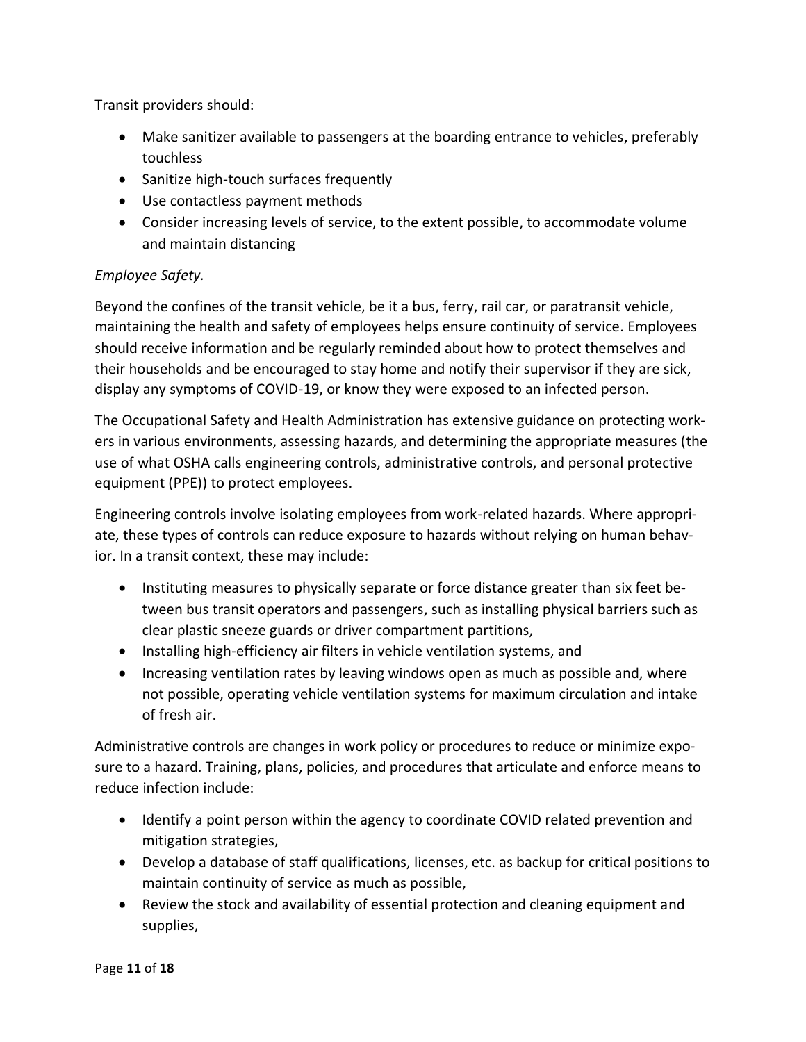Transit providers should:

- Make sanitizer available to passengers at the boarding entrance to vehicles, preferably touchless
- Sanitize high-touch surfaces frequently
- Use contactless payment methods
- Consider increasing levels of service, to the extent possible, to accommodate volume and maintain distancing

*Employee Safety.*

Beyond the confines of the transit vehicle, be it a bus, ferry, rail car, or paratransit vehicle, maintaining the health and safety of employees helps ensure continuity of service. Employees should receive information and be regularly reminded about how to protect themselves and their households and be encouraged to stay home and notify their supervisor if they are sick, display any symptoms of COVID-19, or know they were exposed to an infected person.

The Occupational Safety and Health Administration has extensive guidance on protecting workers in various environments, assessing hazards, and determining the appropriate measures (the use of what OSHA calls engineering controls, administrative controls, and personal protective equipment (PPE)) to protect employees.

Engineering controls involve isolating employees from work-related hazards. Where appropriate, these types of controls can reduce exposure to hazards without relying on human behavior. In a transit context, these may include:

- Instituting measures to physically separate or force distance greater than six feet between bus transit operators and passengers, such as installing physical barriers such as clear plastic sneeze guards or driver compartment partitions,
- Installing high-efficiency air filters in vehicle ventilation systems, and
- Increasing ventilation rates by leaving windows open as much as possible and, where not possible, operating vehicle ventilation systems for maximum circulation and intake of fresh air.

Administrative controls are changes in work policy or procedures to reduce or minimize exposure to a hazard. Training, plans, policies, and procedures that articulate and enforce means to reduce infection include:

- Identify a point person within the agency to coordinate COVID related prevention and mitigation strategies,
- Develop a database of staff qualifications, licenses, etc. as backup for critical positions to maintain continuity of service as much as possible,
- Review the stock and availability of essential protection and cleaning equipment and supplies,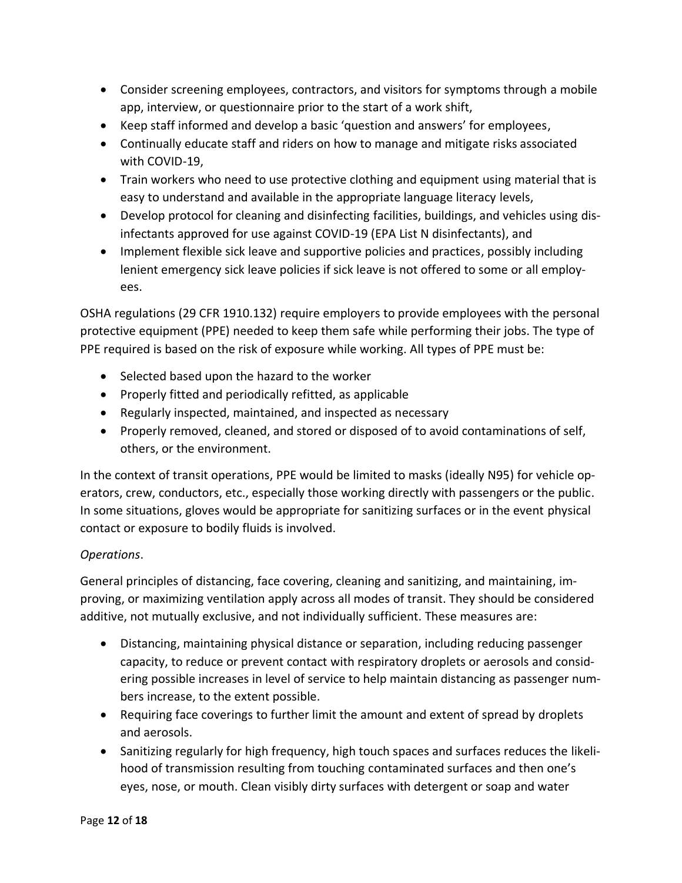- Consider screening employees, contractors, and visitors for symptoms through a mobile app, interview, or questionnaire prior to the start of a work shift,
- Keep staff informed and develop a basic 'question and answers' for employees,
- Continually educate staff and riders on how to manage and mitigate risks associated with COVID-19,
- Train workers who need to use protective clothing and equipment using material that is easy to understand and available in the appropriate language literacy levels,
- Develop protocol for cleaning and disinfecting facilities, buildings, and vehicles using disinfectants approved for use against COVID-19 (EPA List N disinfectants), and
- Implement flexible sick leave and supportive policies and practices, possibly including lenient emergency sick leave policies if sick leave is not offered to some or all employees.

OSHA regulations (29 CFR 1910.132) require employers to provide employees with the personal protective equipment (PPE) needed to keep them safe while performing their jobs. The type of PPE required is based on the risk of exposure while working. All types of PPE must be:

- Selected based upon the hazard to the worker
- Properly fitted and periodically refitted, as applicable
- Regularly inspected, maintained, and inspected as necessary
- Properly removed, cleaned, and stored or disposed of to avoid contaminations of self, others, or the environment.

In the context of transit operations, PPE would be limited to masks (ideally N95) for vehicle operators, crew, conductors, etc., especially those working directly with passengers or the public. In some situations, gloves would be appropriate for sanitizing surfaces or in the event physical contact or exposure to bodily fluids is involved.

*Operations*.

General principles of distancing, face covering, cleaning and sanitizing, and maintaining, improving, or maximizing ventilation apply across all modes of transit. They should be considered additive, not mutually exclusive, and not individually sufficient. These measures are:

- Distancing, maintaining physical distance or separation, including reducing passenger capacity, to reduce or prevent contact with respiratory droplets or aerosols and considering possible increases in level of service to help maintain distancing as passenger numbers increase, to the extent possible.
- Requiring face coverings to further limit the amount and extent of spread by droplets and aerosols.
- Sanitizing regularly for high frequency, high touch spaces and surfaces reduces the likelihood of transmission resulting from touching contaminated surfaces and then one's eyes, nose, or mouth. Clean visibly dirty surfaces with detergent or soap and water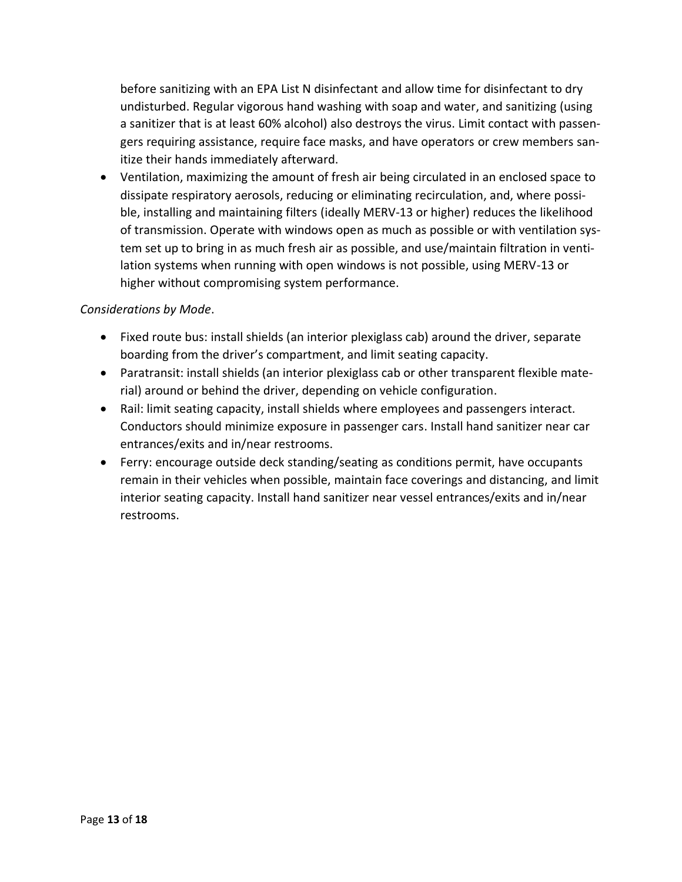before sanitizing with an EPA List N disinfectant and allow time for disinfectant to dry undisturbed. Regular vigorous hand washing with soap and water, and sanitizing (using a sanitizer that is at least 60% alcohol) also destroys the virus. Limit contact with passengers requiring assistance, require face masks, and have operators or crew members sanitize their hands immediately afterward.

- Ventilation, maximizing the amount of fresh air being circulated in an enclosed space to dissipate respiratory aerosols, reducing or eliminating recirculation, and, where possible, installing and maintaining filters (ideally MERV-13 or higher) reduces the likelihood of transmission. Operate with windows open as much as possible or with ventilation system set up to bring in as much fresh air as possible, and use/maintain filtration in ventilation systems when running with open windows is not possible, using MERV-13 or higher without compromising system performance.

*Considerations by Mode*.

- Fixed route bus: install shields (an interior plexiglass cab) around the driver, separate boarding from the driver's compartment, and limit seating capacity.
- Paratransit: install shields (an interior plexiglass cab or other transparent flexible material) around or behind the driver, depending on vehicle configuration.
- Rail: limit seating capacity, install shields where employees and passengers interact. Conductors should minimize exposure in passenger cars. Install hand sanitizer near car entrances/exits and in/near restrooms.
- Ferry: encourage outside deck standing/seating as conditions permit, have occupants remain in their vehicles when possible, maintain face coverings and distancing, and limit interior seating capacity. Install hand sanitizer near vessel entrances/exits and in/near restrooms.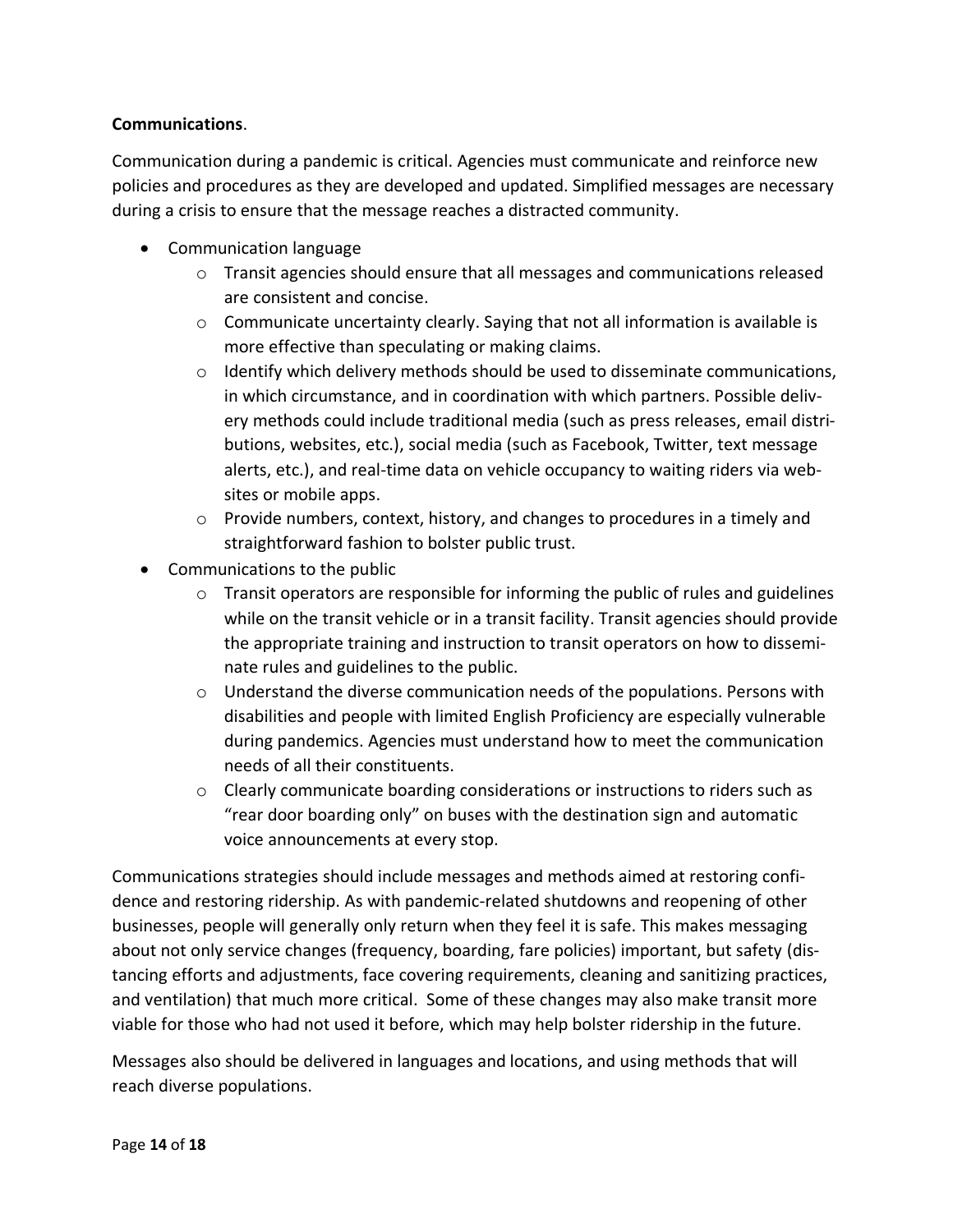**Communications**.

Communication during a pandemic is critical. Agencies must communicate and reinforce new policies and procedures as they are developed and updated. Simplified messages are necessary during a crisis to ensure that the message reaches a distracted community.

- Communication language
  - Transit agencies should ensure that all messages and communications released are consistent and concise.
  - Communicate uncertainty clearly. Saying that not all information is available is more effective than speculating or making claims.
  - Identify which delivery methods should be used to disseminate communications, in which circumstance, and in coordination with which partners. Possible delivery methods could include traditional media (such as press releases, email distributions, websites, etc.), social media (such as Facebook, Twitter, text message alerts, etc.), and real-time data on vehicle occupancy to waiting riders via websites or mobile apps.
  - Provide numbers, context, history, and changes to procedures in a timely and straightforward fashion to bolster public trust.
- Communications to the public
  - Transit operators are responsible for informing the public of rules and guidelines while on the transit vehicle or in a transit facility. Transit agencies should provide the appropriate training and instruction to transit operators on how to disseminate rules and guidelines to the public.
  - Understand the diverse communication needs of the populations. Persons with disabilities and people with limited English Proficiency are especially vulnerable during pandemics. Agencies must understand how to meet the communication needs of all their constituents.
  - Clearly communicate boarding considerations or instructions to riders such as "rear door boarding only" on buses with the destination sign and automatic voice announcements at every stop.

Communications strategies should include messages and methods aimed at restoring confidence and restoring ridership. As with pandemic-related shutdowns and reopening of other businesses, people will generally only return when they feel it is safe. This makes messaging about not only service changes (frequency, boarding, fare policies) important, but safety (distancing efforts and adjustments, face covering requirements, cleaning and sanitizing practices, and ventilation) that much more critical. Some of these changes may also make transit more viable for those who had not used it before, which may help bolster ridership in the future.

Messages also should be delivered in languages and locations, and using methods that will reach diverse populations.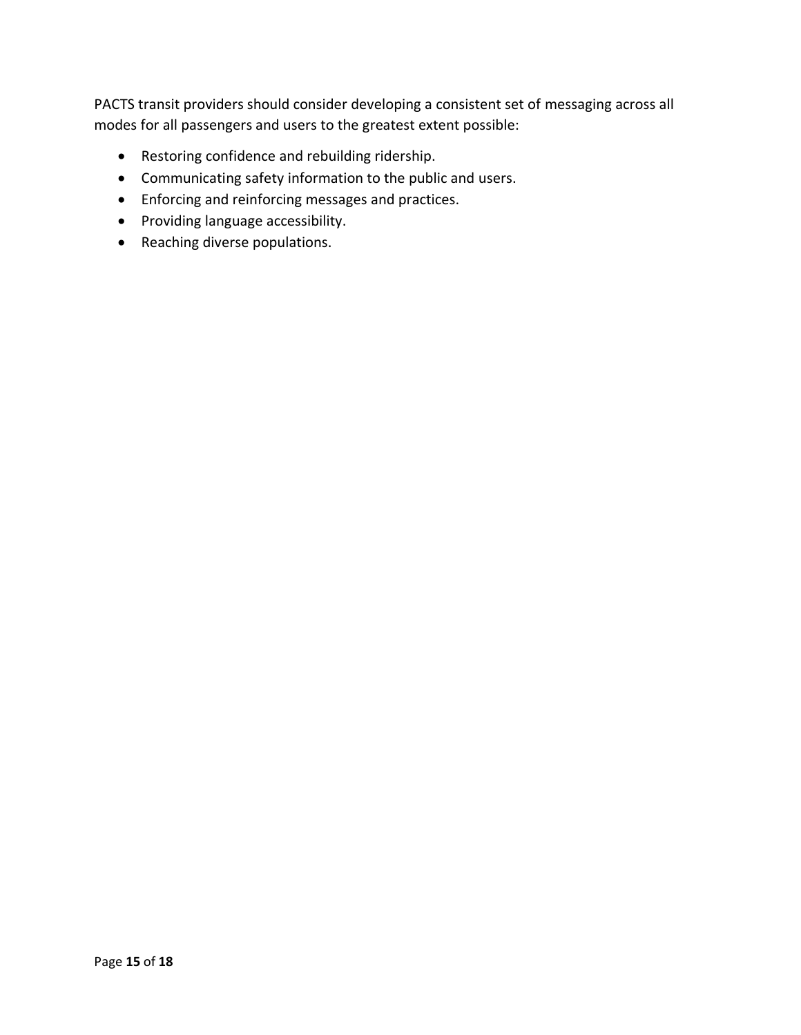PACTS transit providers should consider developing a consistent set of messaging across all modes for all passengers and users to the greatest extent possible:

- Restoring confidence and rebuilding ridership.
- Communicating safety information to the public and users.
- Enforcing and reinforcing messages and practices.
- Providing language accessibility.
- Reaching diverse populations.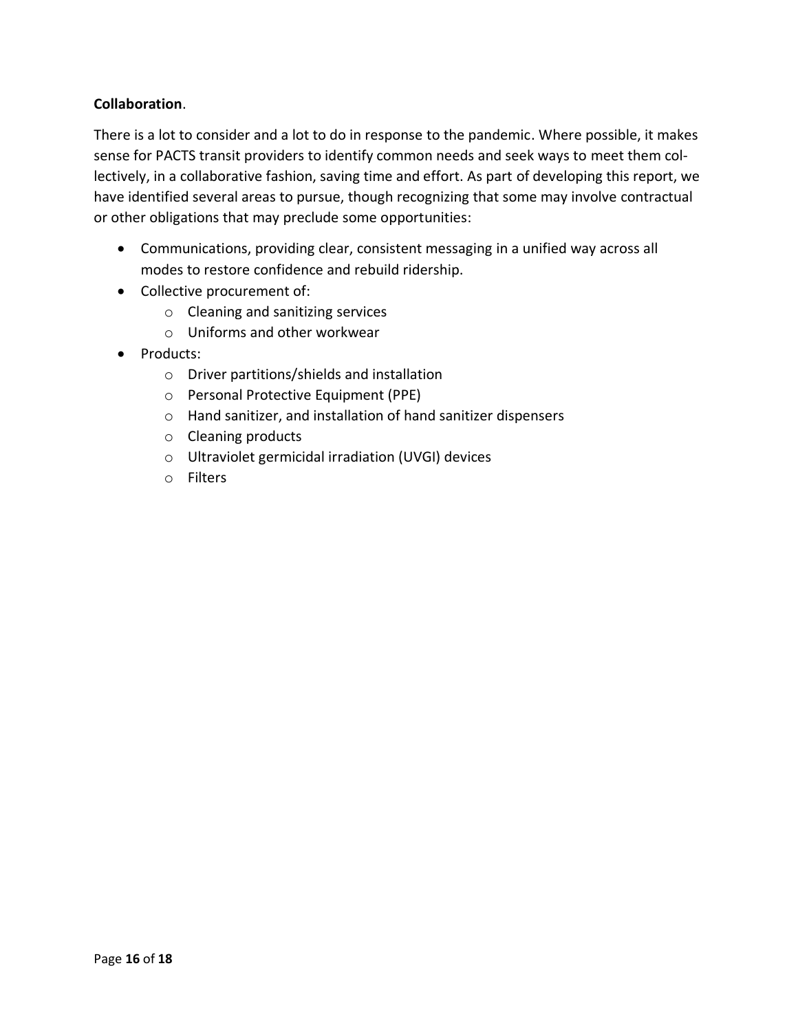**Collaboration**.

There is a lot to consider and a lot to do in response to the pandemic. Where possible, it makes sense for PACTS transit providers to identify common needs and seek ways to meet them collectively, in a collaborative fashion, saving time and effort. As part of developing this report, we have identified several areas to pursue, though recognizing that some may involve contractual or other obligations that may preclude some opportunities:

- Communications, providing clear, consistent messaging in a unified way across all modes to restore confidence and rebuild ridership.
- Collective procurement of:
  - Cleaning and sanitizing services
  - Uniforms and other workwear
- Products:
  - Driver partitions/shields and installation
  - Personal Protective Equipment (PPE)
  - Hand sanitizer, and installation of hand sanitizer dispensers
  - Cleaning products
  - Ultraviolet germicidal irradiation (UVGI) devices
  - Filters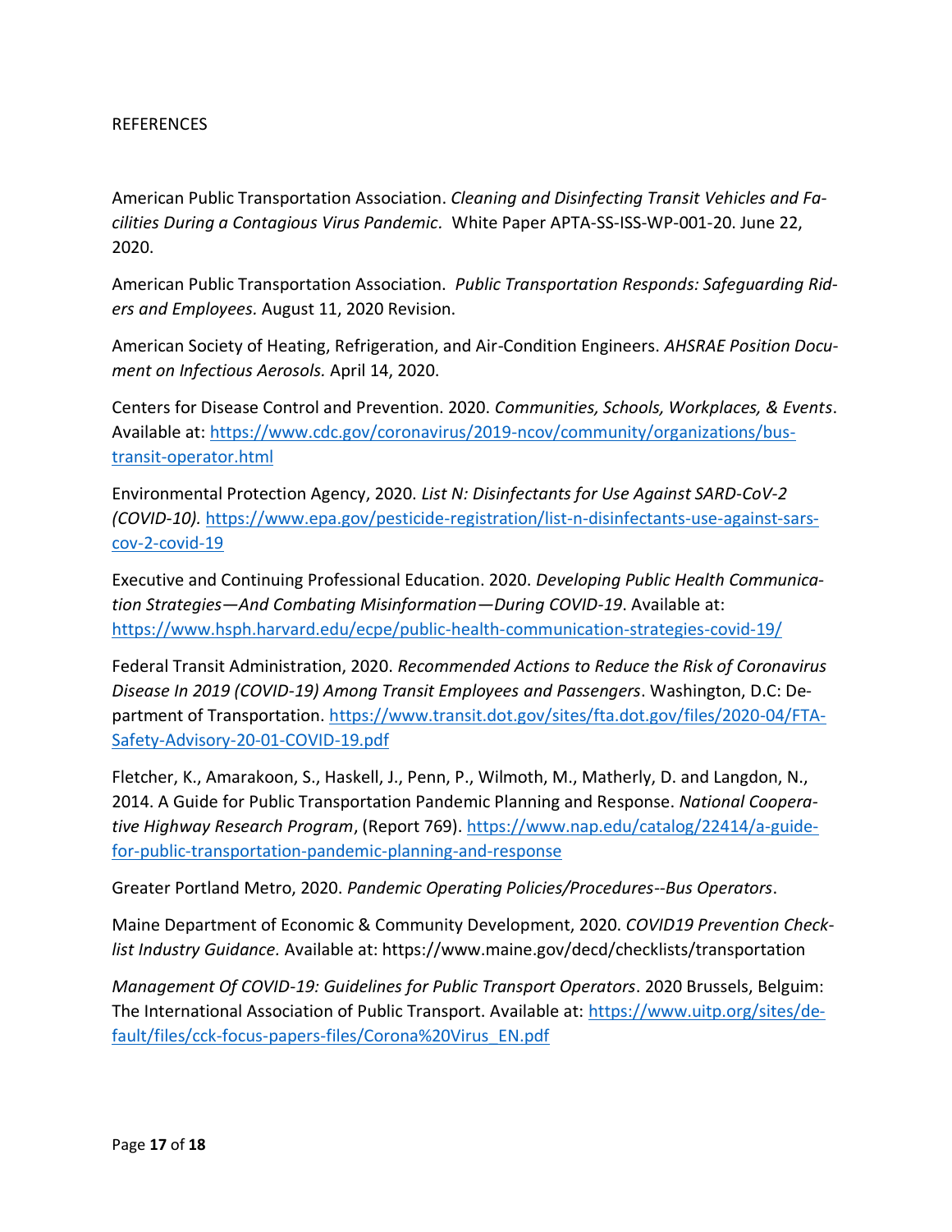REFERENCES

American Public Transportation Association. *Cleaning and Disinfecting Transit Vehicles and Facilities During a Contagious Virus Pandemic*. White Paper APTA-SS-ISS-WP-001-20. June 22, 2020.

American Public Transportation Association. *Public Transportation Responds: Safeguarding Riders and Employees.* August 11, 2020 Revision.

American Society of Heating, Refrigeration, and Air-Condition Engineers. *AHSRAE Position Document on Infectious Aerosols.* April 14, 2020.

Centers for Disease Control and Prevention. 2020. *Communities, Schools, Workplaces, & Events*. Available at: https://www.cdc.gov/coronavirus/2019-ncov/community/organizations/bus-transit-operator.html

Environmental Protection Agency, 2020. *List N: Disinfectants for Use Against SARD-CoV-2 (COVID-10).* https://www.epa.gov/pesticide-registration/list-n-disinfectants-use-against-sars-cov-2-covid-19

Executive and Continuing Professional Education. 2020. *Developing Public Health Communication Strategies—And Combating Misinformation—During COVID-19*. Available at: https://www.hsph.harvard.edu/ecpe/public-health-communication-strategies-covid-19/

Federal Transit Administration, 2020. *Recommended Actions to Reduce the Risk of Coronavirus Disease In 2019 (COVID-19) Among Transit Employees and Passengers*. Washington, D.C: Department of Transportation. https://www.transit.dot.gov/sites/fta.dot.gov/files/2020-04/FTA-Safety-Advisory-20-01-COVID-19.pdf

Fletcher, K., Amarakoon, S., Haskell, J., Penn, P., Wilmoth, M., Matherly, D. and Langdon, N., 2014. A Guide for Public Transportation Pandemic Planning and Response. *National Cooperative Highway Research Program*, (Report 769). https://www.nap.edu/catalog/22414/a-guide-for-public-transportation-pandemic-planning-and-response

Greater Portland Metro, 2020. *Pandemic Operating Policies/Procedures--Bus Operators*.

Maine Department of Economic & Community Development, 2020. *COVID19 Prevention Checklist Industry Guidance.* Available at: https://www.maine.gov/decd/checklists/transportation

*Management Of COVID-19: Guidelines for Public Transport Operators*. 2020 Brussels, Belguim: The International Association of Public Transport. Available at: https://www.uitp.org/sites/default/files/cck-focus-papers-files/Corona%20Virus_EN.pdf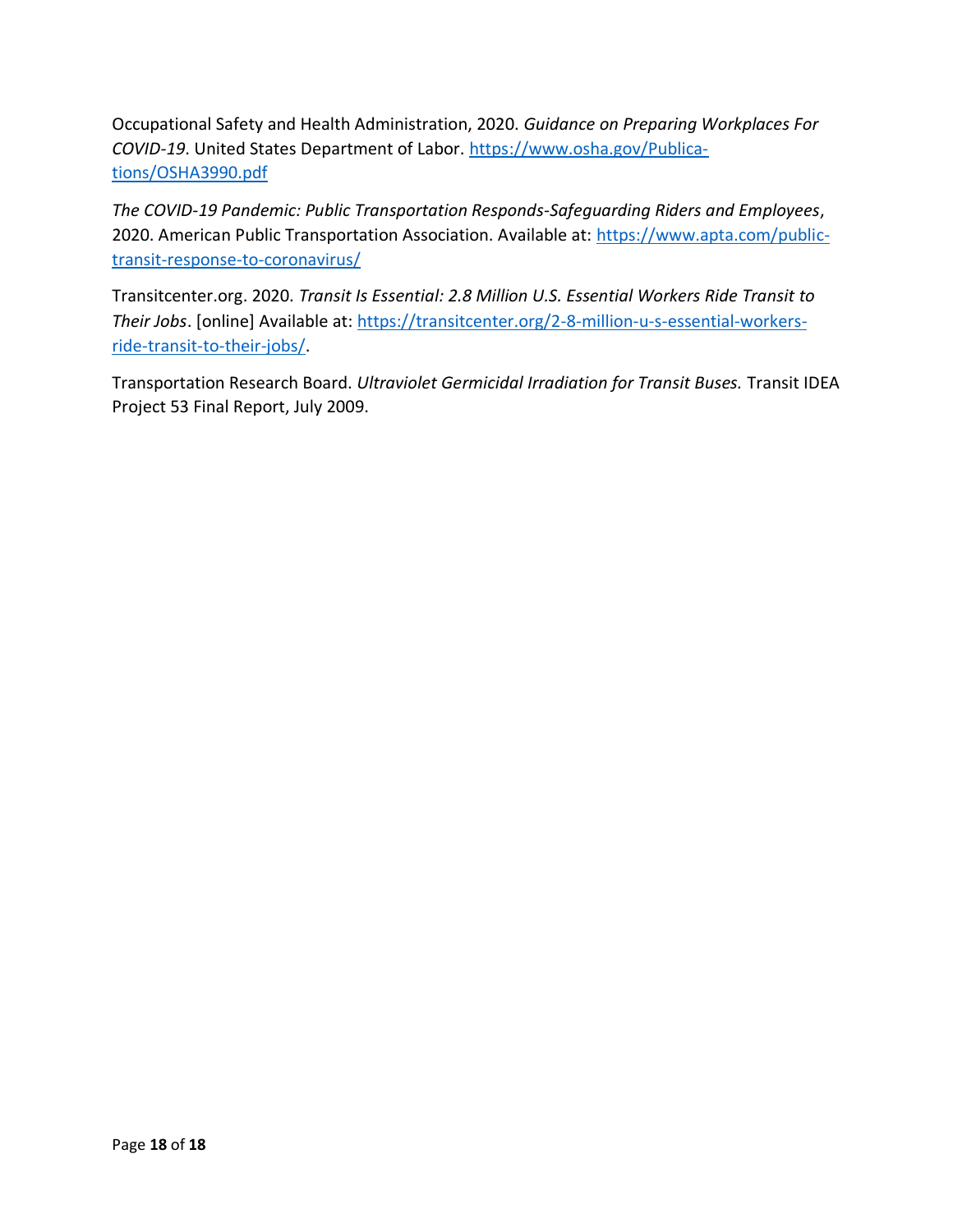Occupational Safety and Health Administration, 2020. *Guidance on Preparing Workplaces For COVID-19*. United States Department of Labor. https://www.osha.gov/Publications/OSHA3990.pdf

*The COVID-19 Pandemic: Public Transportation Responds-Safeguarding Riders and Employees*, 2020. American Public Transportation Association. Available at: https://www.apta.com/public-transit-response-to-coronavirus/

Transitcenter.org. 2020. *Transit Is Essential: 2.8 Million U.S. Essential Workers Ride Transit to Their Jobs*. [online] Available at: https://transitcenter.org/2-8-million-u-s-essential-workers-ride-transit-to-their-jobs/.

Transportation Research Board. *Ultraviolet Germicidal Irradiation for Transit Buses.* Transit IDEA Project 53 Final Report, July 2009.